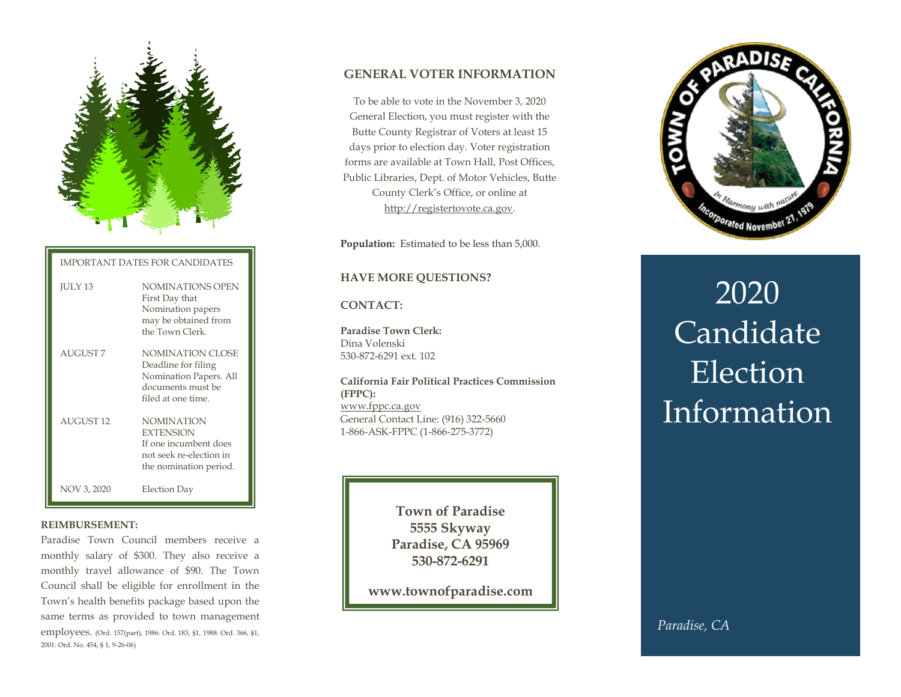IMPORTANT DATES FOR CANDIDATES

| | |
|---|---|
| JULY 13 | NOMINATIONS OPEN First Day that Nomination papers may be obtained from the Town Clerk. |
| AUGUST 7 | NOMINATION CLOSE Deadline for filing Nomination Papers. All documents must be filed at one time. |
| AUGUST 12 | NOMINATION EXTENSION If one incumbent does not seek re-election in the nomination period. |
| NOV 3, 2020 | Election Day |

**REIMBURSEMENT:**

Paradise Town Council members receive a monthly salary of $300. They also receive a monthly travel allowance of $90. The Town Council shall be eligible for enrollment in the Town's health benefits package based upon the same terms as provided to town management employees. (Ord. 157(part), 1986: Ord. 183, §1, 1988: Ord. 366, §1, 2001: Ord. No. 454, § 1, 9-26-06)

## GENERAL VOTER INFORMATION

To be able to vote in the November 3, 2020 General Election, you must register with the Butte County Registrar of Voters at least 15 days prior to election day. Voter registration forms are available at Town Hall, Post Offices, Public Libraries, Dept. of Motor Vehicles, Butte County Clerk's Office, or online at http://registertovote.ca.gov.

**Population:** Estimated to be less than 5,000.

**HAVE MORE QUESTIONS?**

**CONTACT:**

**Paradise Town Clerk:**
Dina Volenski
530-872-6291 ext. 102

**California Fair Political Practices Commission (FPPC):**
www.fppc.ca.gov
General Contact Line: (916) 322-5660
1-866-ASK-FPPC (1-866-275-3772)

**Town of Paradise**
**5555 Skyway**
**Paradise, CA 95969**
**530-872-6291**

**www.townofparadise.com**

TOWN OF PARADISE CALIFORNIA
In Harmony with nature
Incorporated November 27, 1979

# 2020 Candidate Election Information

*Paradise, CA*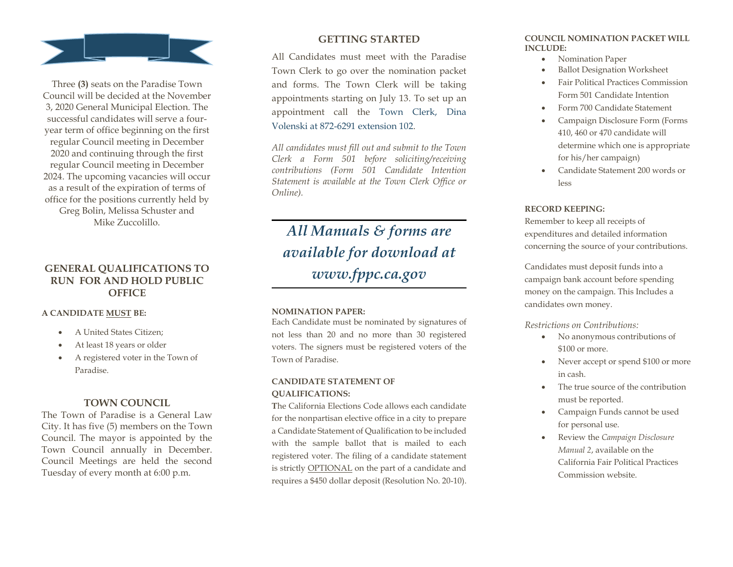Three **(3)** seats on the Paradise Town Council will be decided at the November 3, 2020 General Municipal Election. The successful candidates will serve a four-year term of office beginning on the first regular Council meeting in December 2020 and continuing through the first regular Council meeting in December 2024. The upcoming vacancies will occur as a result of the expiration of terms of office for the positions currently held by Greg Bolin, Melissa Schuster and Mike Zuccolillo.

## GENERAL QUALIFICATIONS TO RUN FOR AND HOLD PUBLIC OFFICE

**A CANDIDATE MUST BE:**

- A United States Citizen;
- At least 18 years or older
- A registered voter in the Town of Paradise.

## TOWN COUNCIL

The Town of Paradise is a General Law City. It has five (5) members on the Town Council. The mayor is appointed by the Town Council annually in December. Council Meetings are held the second Tuesday of every month at 6:00 p.m.

## GETTING STARTED

All Candidates must meet with the Paradise Town Clerk to go over the nomination packet and forms. The Town Clerk will be taking appointments starting on July 13. To set up an appointment call the Town Clerk, Dina Volenski at 872-6291 extension 102.

*All candidates must fill out and submit to the Town Clerk a Form 501 before soliciting/receiving contributions (Form 501 Candidate Intention Statement is available at the Town Clerk Office or Online).*

***All Manuals & forms are available for download at www.fppc.ca.gov***

**NOMINATION PAPER:**

Each Candidate must be nominated by signatures of not less than 20 and no more than 30 registered voters. The signers must be registered voters of the Town of Paradise.

**CANDIDATE STATEMENT OF QUALIFICATIONS:**

The California Elections Code allows each candidate for the nonpartisan elective office in a city to prepare a Candidate Statement of Qualification to be included with the sample ballot that is mailed to each registered voter. The filing of a candidate statement is strictly OPTIONAL on the part of a candidate and requires a $450 dollar deposit (Resolution No. 20-10).

**COUNCIL NOMINATION PACKET WILL INCLUDE:**

- Nomination Paper
- Ballot Designation Worksheet
- Fair Political Practices Commission Form 501 Candidate Intention
- Form 700 Candidate Statement
- Campaign Disclosure Form (Forms 410, 460 or 470 candidate will determine which one is appropriate for his/her campaign)
- Candidate Statement 200 words or less

**RECORD KEEPING:**

Remember to keep all receipts of expenditures and detailed information concerning the source of your contributions.

Candidates must deposit funds into a campaign bank account before spending money on the campaign. This Includes a candidates own money.

*Restrictions on Contributions:*

- No anonymous contributions of $100 or more.
- Never accept or spend $100 or more in cash.
- The true source of the contribution must be reported.
- Campaign Funds cannot be used for personal use.
- Review the *Campaign Disclosure Manual 2*, available on the California Fair Political Practices Commission website.